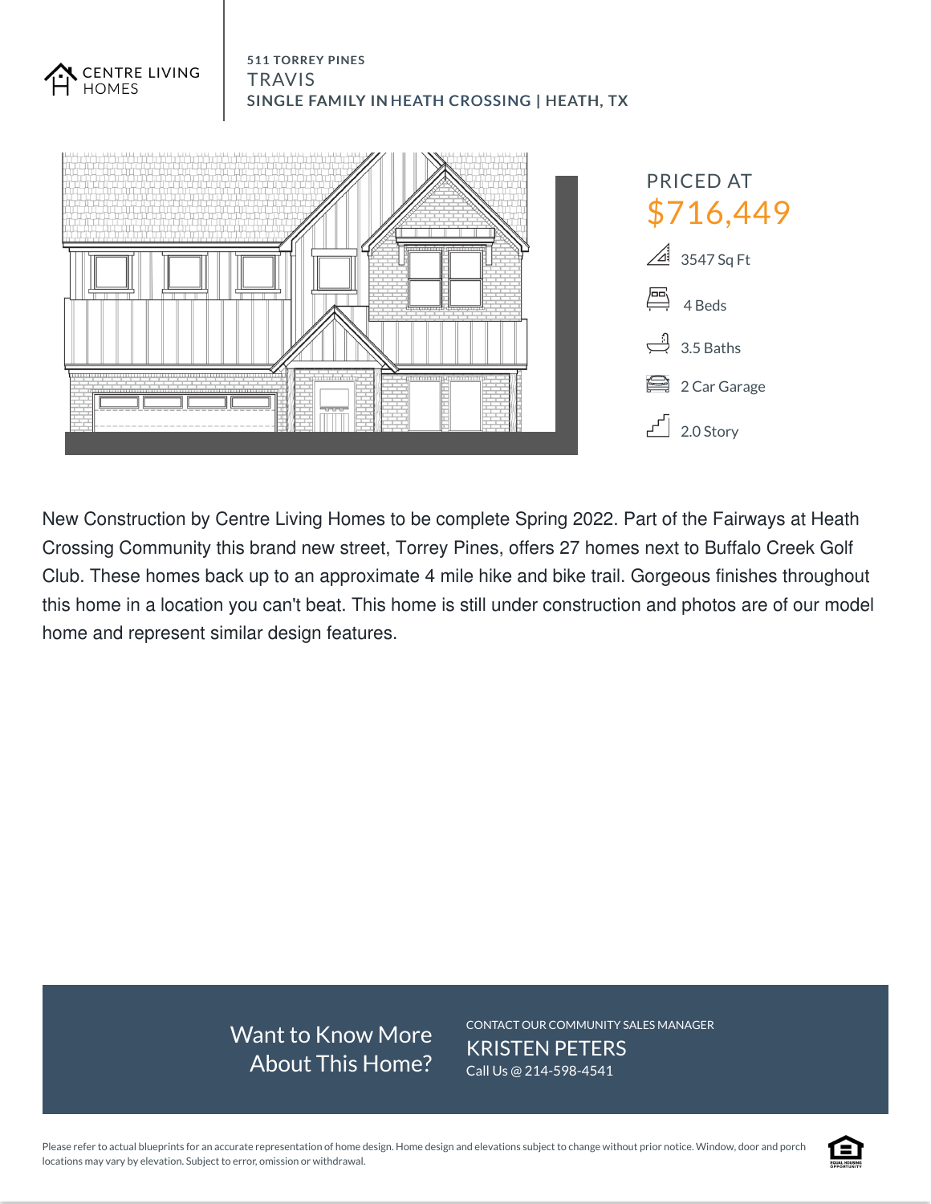CENTRE LIVING HOMES

511 TORREY PINES

# TRAVIS

## SINGLE FAMILY IN HEATH CROSSING | HEATH, TX

PRICED AT

**$716,449**

- 3547 Sq Ft
- 4 Beds
- 3.5 Baths
- 2 Car Garage
- 2.0 Story

New Construction by Centre Living Homes to be complete Spring 2022. Part of the Fairways at Heath Crossing Community this brand new street, Torrey Pines, offers 27 homes next to Buffalo Creek Golf Club. These homes back up to an approximate 4 mile hike and bike trail. Gorgeous finishes throughout this home in a location you can't beat. This home is still under construction and photos are of our model home and represent similar design features.

Want to Know More About This Home?

CONTACT OUR COMMUNITY SALES MANAGER

KRISTEN PETERS

Call Us @ 214-598-4541

Please refer to actual blueprints for an accurate representation of home design. Home design and elevations subject to change without prior notice. Window, door and porch locations may vary by elevation. Subject to error, omission or withdrawal.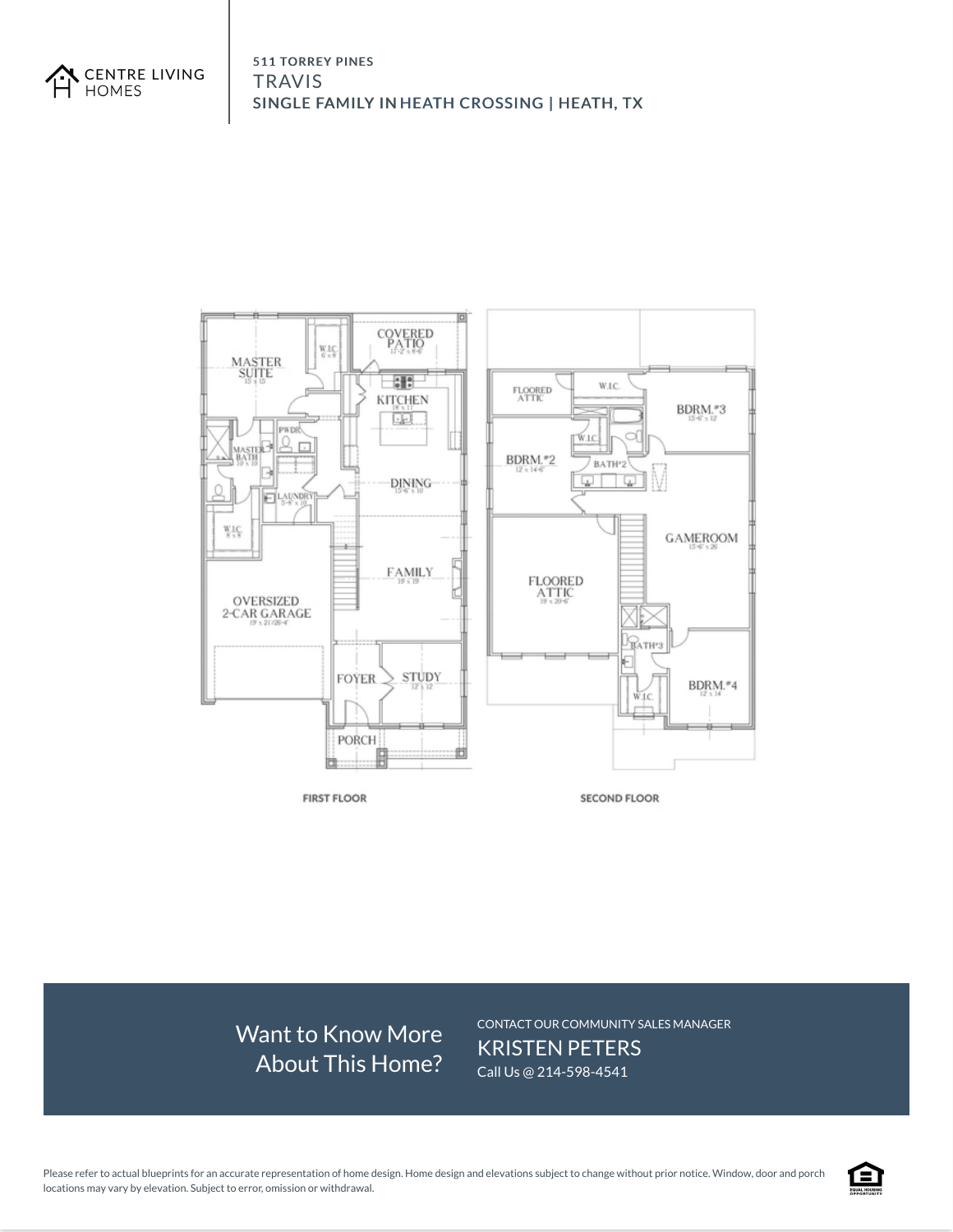CENTRE LIVING HOMES

**511 TORREY PINES**

## TRAVIS

**SINGLE FAMILY IN HEATH CROSSING | HEATH, TX**

MASTER SUITE
15 x 15

W.I.C.
6 x 8

COVERED PATIO
17-2 x 8-6

KITCHEN
18 x 11

PWDR

MASTER BATH
10 x 10

DINING
13-6 x 10

LAUNDRY
5-8 x 10

W.I.C.
8 x 8

FAMILY
19 x 19

OVERSIZED 2-CAR GARAGE
19 x 21/26-4

FOYER

STUDY
12 x 12

PORCH

FIRST FLOOR

FLOORED ATTIC

W.I.C.

BDRM. #3
15-6 x 12

W.I.C.

BDRM. #2
12 x 14-6

BATH #2

GAMEROOM
15-6 x 26

FLOORED ATTIC
19 x 20-6

BATH #3

BDRM. #4
12 x 14

W.I.C.

SECOND FLOOR

Want to Know More About This Home?

CONTACT OUR COMMUNITY SALES MANAGER

KRISTEN PETERS

Call Us @ 214-598-4541

Please refer to actual blueprints for an accurate representation of home design. Home design and elevations subject to change without prior notice. Window, door and porch locations may vary by elevation. Subject to error, omission or withdrawal.